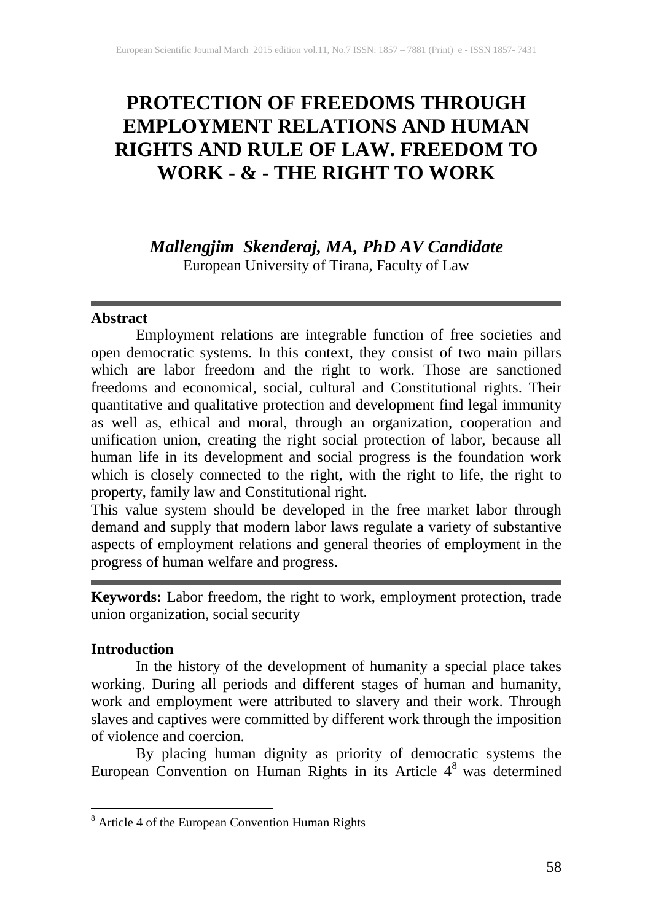# PROTECTION OF FREEDOMS THROUGH EMPLOYMENT RELATIONS AND HUMAN RIGHTS AND RULE OF LAW. FREEDOM TO WORK - & - THE RIGHT TO WORK

***Mallengjim Skenderaj, MA, PhD AV Candidate***
European University of Tirana, Faculty of Law

### Abstract

Employment relations are integrable function of free societies and open democratic systems. In this context, they consist of two main pillars which are labor freedom and the right to work. Those are sanctioned freedoms and economical, social, cultural and Constitutional rights. Their quantitative and qualitative protection and development find legal immunity as well as, ethical and moral, through an organization, cooperation and unification union, creating the right social protection of labor, because all human life in its development and social progress is the foundation work which is closely connected to the right, with the right to life, the right to property, family law and Constitutional right.

This value system should be developed in the free market labor through demand and supply that modern labor laws regulate a variety of substantive aspects of employment relations and general theories of employment in the progress of human welfare and progress.

**Keywords:** Labor freedom, the right to work, employment protection, trade union organization, social security

### Introduction

In the history of the development of humanity a special place takes working. During all periods and different stages of human and humanity, work and employment were attributed to slavery and their work. Through slaves and captives were committed by different work through the imposition of violence and coercion.

By placing human dignity as priority of democratic systems the European Convention on Human Rights in its Article 4[8] was determined

[8] Article 4 of the European Convention Human Rights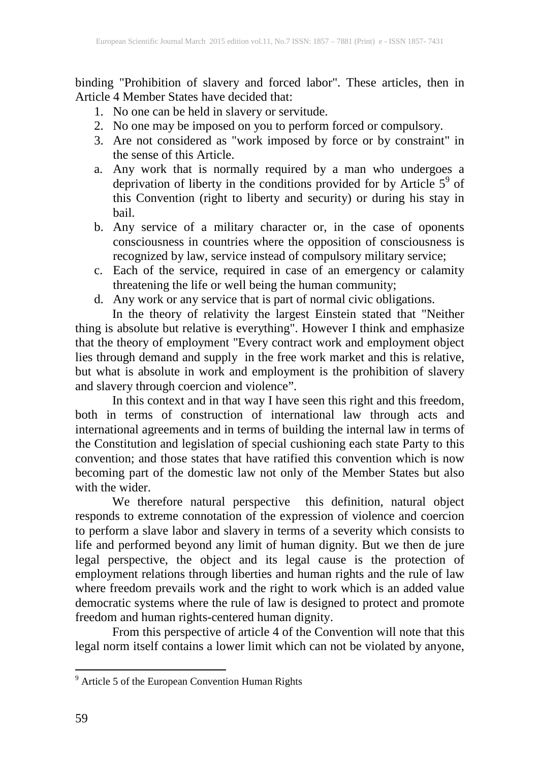binding "Prohibition of slavery and forced labor". These articles, then in Article 4 Member States have decided that:

1. No one can be held in slavery or servitude.
2. No one may be imposed on you to perform forced or compulsory.
3. Are not considered as "work imposed by force or by constraint" in the sense of this Article.

a. Any work that is normally required by a man who undergoes a deprivation of liberty in the conditions provided for by Article 5[9] of this Convention (right to liberty and security) or during his stay in bail.
b. Any service of a military character or, in the case of oponents consciousness in countries where the opposition of consciousness is recognized by law, service instead of compulsory military service;
c. Each of the service, required in case of an emergency or calamity threatening the life or well being the human community;
d. Any work or any service that is part of normal civic obligations.

In the theory of relativity the largest Einstein stated that "Neither thing is absolute but relative is everything". However I think and emphasize that the theory of employment "Every contract work and employment object lies through demand and supply in the free work market and this is relative, but what is absolute in work and employment is the prohibition of slavery and slavery through coercion and violence".

In this context and in that way I have seen this right and this freedom, both in terms of construction of international law through acts and international agreements and in terms of building the internal law in terms of the Constitution and legislation of special cushioning each state Party to this convention; and those states that have ratified this convention which is now becoming part of the domestic law not only of the Member States but also with the wider.

We therefore natural perspective this definition, natural object responds to extreme connotation of the expression of violence and coercion to perform a slave labor and slavery in terms of a severity which consists to life and performed beyond any limit of human dignity. But we then de jure legal perspective, the object and its legal cause is the protection of employment relations through liberties and human rights and the rule of law where freedom prevails work and the right to work which is an added value democratic systems where the rule of law is designed to protect and promote freedom and human rights-centered human dignity.

From this perspective of article 4 of the Convention will note that this legal norm itself contains a lower limit which can not be violated by anyone,

[9] Article 5 of the European Convention Human Rights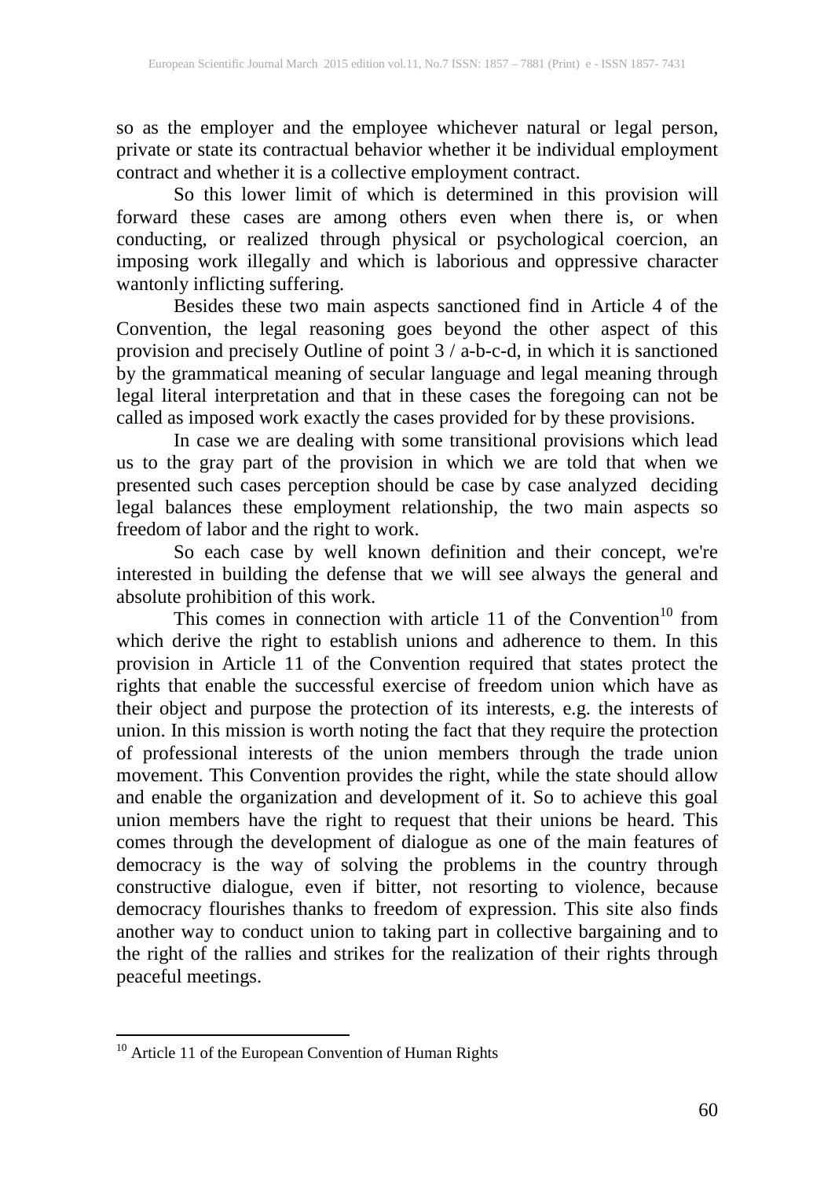so as the employer and the employee whichever natural or legal person, private or state its contractual behavior whether it be individual employment contract and whether it is a collective employment contract.

So this lower limit of which is determined in this provision will forward these cases are among others even when there is, or when conducting, or realized through physical or psychological coercion, an imposing work illegally and which is laborious and oppressive character wantonly inflicting suffering.

Besides these two main aspects sanctioned find in Article 4 of the Convention, the legal reasoning goes beyond the other aspect of this provision and precisely Outline of point 3 / a-b-c-d, in which it is sanctioned by the grammatical meaning of secular language and legal meaning through legal literal interpretation and that in these cases the foregoing can not be called as imposed work exactly the cases provided for by these provisions.

In case we are dealing with some transitional provisions which lead us to the gray part of the provision in which we are told that when we presented such cases perception should be case by case analyzed deciding legal balances these employment relationship, the two main aspects so freedom of labor and the right to work.

So each case by well known definition and their concept, we're interested in building the defense that we will see always the general and absolute prohibition of this work.

This comes in connection with article 11 of the Convention[10] from which derive the right to establish unions and adherence to them. In this provision in Article 11 of the Convention required that states protect the rights that enable the successful exercise of freedom union which have as their object and purpose the protection of its interests, e.g. the interests of union. In this mission is worth noting the fact that they require the protection of professional interests of the union members through the trade union movement. This Convention provides the right, while the state should allow and enable the organization and development of it. So to achieve this goal union members have the right to request that their unions be heard. This comes through the development of dialogue as one of the main features of democracy is the way of solving the problems in the country through constructive dialogue, even if bitter, not resorting to violence, because democracy flourishes thanks to freedom of expression. This site also finds another way to conduct union to taking part in collective bargaining and to the right of the rallies and strikes for the realization of their rights through peaceful meetings.

---

[10] Article 11 of the European Convention of Human Rights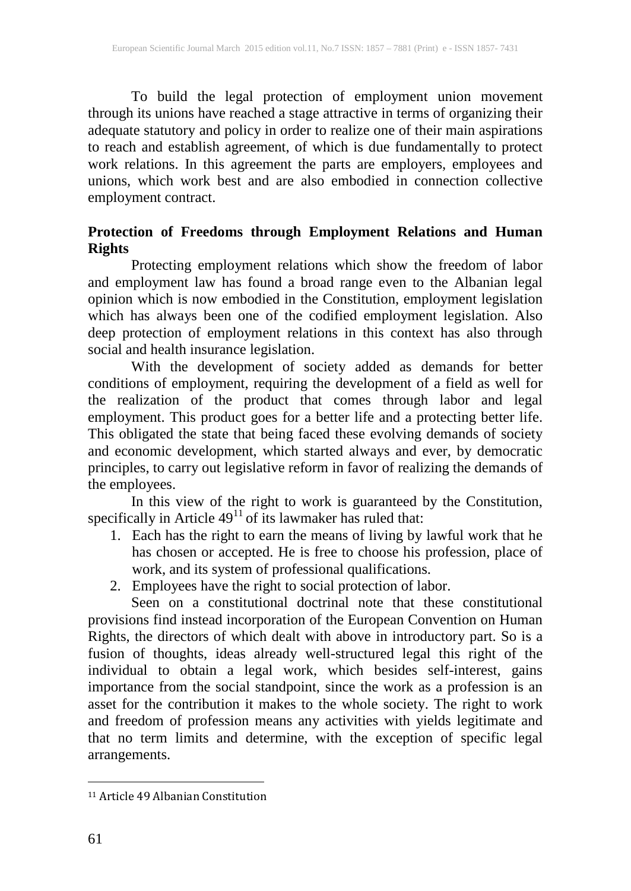To build the legal protection of employment union movement through its unions have reached a stage attractive in terms of organizing their adequate statutory and policy in order to realize one of their main aspirations to reach and establish agreement, of which is due fundamentally to protect work relations. In this agreement the parts are employers, employees and unions, which work best and are also embodied in connection collective employment contract.

## Protection of Freedoms through Employment Relations and Human Rights

Protecting employment relations which show the freedom of labor and employment law has found a broad range even to the Albanian legal opinion which is now embodied in the Constitution, employment legislation which has always been one of the codified employment legislation. Also deep protection of employment relations in this context has also through social and health insurance legislation.

With the development of society added as demands for better conditions of employment, requiring the development of a field as well for the realization of the product that comes through labor and legal employment. This product goes for a better life and a protecting better life. This obligated the state that being faced these evolving demands of society and economic development, which started always and ever, by democratic principles, to carry out legislative reform in favor of realizing the demands of the employees.

In this view of the right to work is guaranteed by the Constitution, specifically in Article 49[11] of its lawmaker has ruled that:

1. Each has the right to earn the means of living by lawful work that he has chosen or accepted. He is free to choose his profession, place of work, and its system of professional qualifications.
2. Employees have the right to social protection of labor.

Seen on a constitutional doctrinal note that these constitutional provisions find instead incorporation of the European Convention on Human Rights, the directors of which dealt with above in introductory part. So is a fusion of thoughts, ideas already well-structured legal this right of the individual to obtain a legal work, which besides self-interest, gains importance from the social standpoint, since the work as a profession is an asset for the contribution it makes to the whole society. The right to work and freedom of profession means any activities with yields legitimate and that no term limits and determine, with the exception of specific legal arrangements.

---

[11] Article 49 Albanian Constitution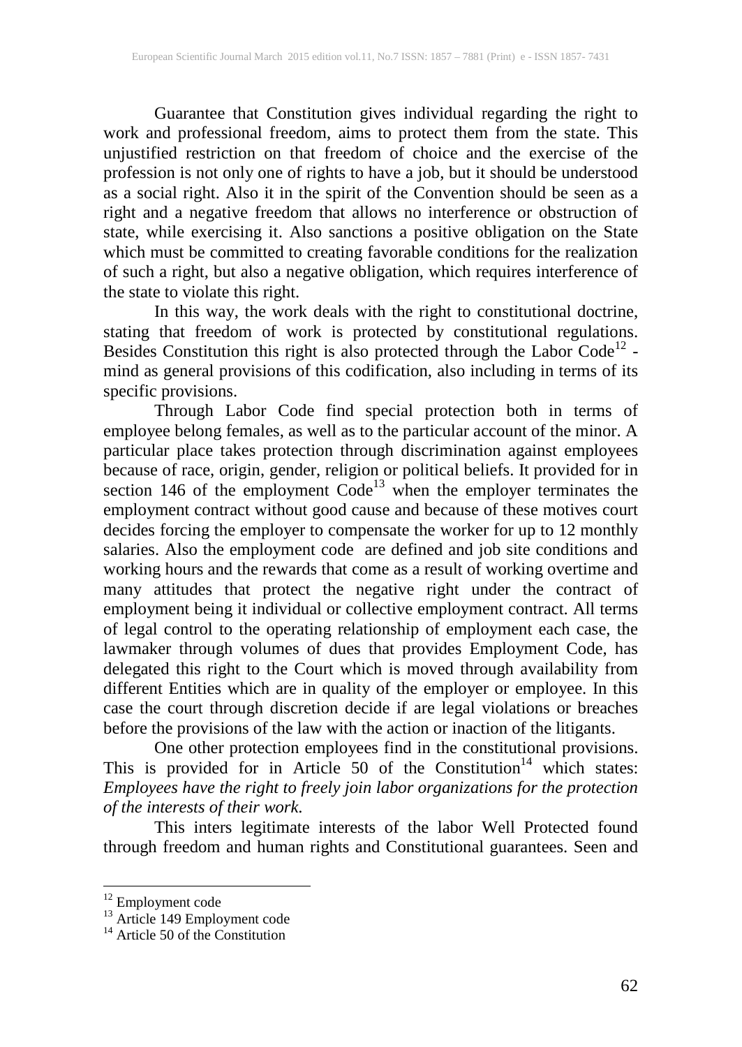Guarantee that Constitution gives individual regarding the right to work and professional freedom, aims to protect them from the state. This unjustified restriction on that freedom of choice and the exercise of the profession is not only one of rights to have a job, but it should be understood as a social right. Also it in the spirit of the Convention should be seen as a right and a negative freedom that allows no interference or obstruction of state, while exercising it. Also sanctions a positive obligation on the State which must be committed to creating favorable conditions for the realization of such a right, but also a negative obligation, which requires interference of the state to violate this right.

In this way, the work deals with the right to constitutional doctrine, stating that freedom of work is protected by constitutional regulations. Besides Constitution this right is also protected through the Labor Code[12] - mind as general provisions of this codification, also including in terms of its specific provisions.

Through Labor Code find special protection both in terms of employee belong females, as well as to the particular account of the minor. A particular place takes protection through discrimination against employees because of race, origin, gender, religion or political beliefs. It provided for in section 146 of the employment Code[13] when the employer terminates the employment contract without good cause and because of these motives court decides forcing the employer to compensate the worker for up to 12 monthly salaries. Also the employment code are defined and job site conditions and working hours and the rewards that come as a result of working overtime and many attitudes that protect the negative right under the contract of employment being it individual or collective employment contract. All terms of legal control to the operating relationship of employment each case, the lawmaker through volumes of dues that provides Employment Code, has delegated this right to the Court which is moved through availability from different Entities which are in quality of the employer or employee. In this case the court through discretion decide if are legal violations or breaches before the provisions of the law with the action or inaction of the litigants.

One other protection employees find in the constitutional provisions. This is provided for in Article 50 of the Constitution[14] which states: *Employees have the right to freely join labor organizations for the protection of the interests of their work.*

This inters legitimate interests of the labor Well Protected found through freedom and human rights and Constitutional guarantees. Seen and

---

[12] Employment code

[13] Article 149 Employment code

[14] Article 50 of the Constitution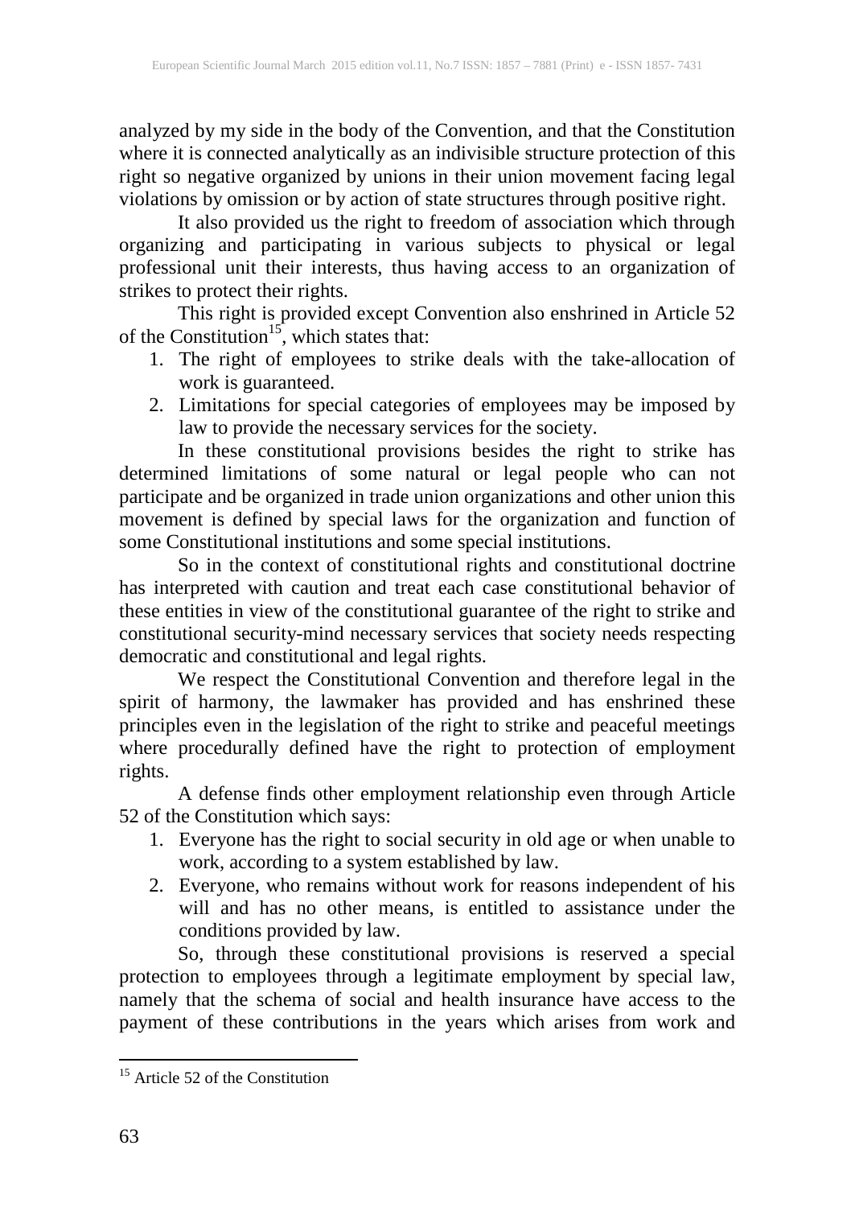analyzed by my side in the body of the Convention, and that the Constitution where it is connected analytically as an indivisible structure protection of this right so negative organized by unions in their union movement facing legal violations by omission or by action of state structures through positive right.

It also provided us the right to freedom of association which through organizing and participating in various subjects to physical or legal professional unit their interests, thus having access to an organization of strikes to protect their rights.

This right is provided except Convention also enshrined in Article 52 of the Constitution[15], which states that:

1. The right of employees to strike deals with the take-allocation of work is guaranteed.
2. Limitations for special categories of employees may be imposed by law to provide the necessary services for the society.

In these constitutional provisions besides the right to strike has determined limitations of some natural or legal people who can not participate and be organized in trade union organizations and other union this movement is defined by special laws for the organization and function of some Constitutional institutions and some special institutions.

So in the context of constitutional rights and constitutional doctrine has interpreted with caution and treat each case constitutional behavior of these entities in view of the constitutional guarantee of the right to strike and constitutional security-mind necessary services that society needs respecting democratic and constitutional and legal rights.

We respect the Constitutional Convention and therefore legal in the spirit of harmony, the lawmaker has provided and has enshrined these principles even in the legislation of the right to strike and peaceful meetings where procedurally defined have the right to protection of employment rights.

A defense finds other employment relationship even through Article 52 of the Constitution which says:

1. Everyone has the right to social security in old age or when unable to work, according to a system established by law.
2. Everyone, who remains without work for reasons independent of his will and has no other means, is entitled to assistance under the conditions provided by law.

So, through these constitutional provisions is reserved a special protection to employees through a legitimate employment by special law, namely that the schema of social and health insurance have access to the payment of these contributions in the years which arises from work and

---

[15] Article 52 of the Constitution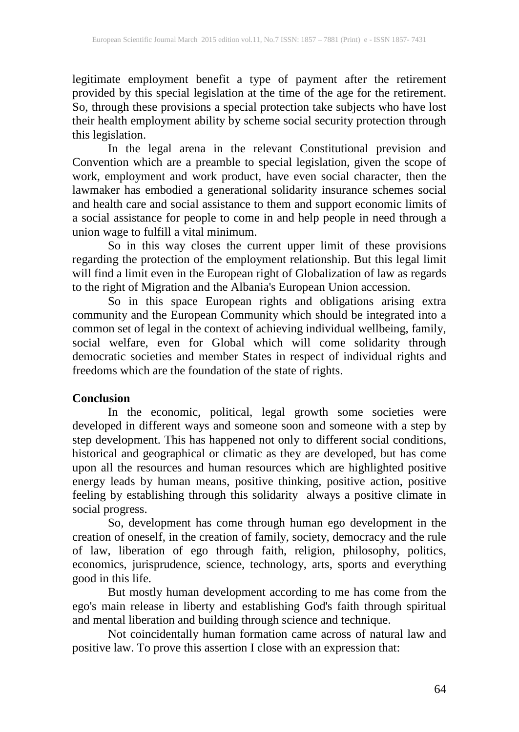legitimate employment benefit a type of payment after the retirement provided by this special legislation at the time of the age for the retirement. So, through these provisions a special protection take subjects who have lost their health employment ability by scheme social security protection through this legislation.

In the legal arena in the relevant Constitutional prevision and Convention which are a preamble to special legislation, given the scope of work, employment and work product, have even social character, then the lawmaker has embodied a generational solidarity insurance schemes social and health care and social assistance to them and support economic limits of a social assistance for people to come in and help people in need through a union wage to fulfill a vital minimum.

So in this way closes the current upper limit of these provisions regarding the protection of the employment relationship. But this legal limit will find a limit even in the European right of Globalization of law as regards to the right of Migration and the Albania's European Union accession.

So in this space European rights and obligations arising extra community and the European Community which should be integrated into a common set of legal in the context of achieving individual wellbeing, family, social welfare, even for Global which will come solidarity through democratic societies and member States in respect of individual rights and freedoms which are the foundation of the state of rights.

## Conclusion

In the economic, political, legal growth some societies were developed in different ways and someone soon and someone with a step by step development. This has happened not only to different social conditions, historical and geographical or climatic as they are developed, but has come upon all the resources and human resources which are highlighted positive energy leads by human means, positive thinking, positive action, positive feeling by establishing through this solidarity always a positive climate in social progress.

So, development has come through human ego development in the creation of oneself, in the creation of family, society, democracy and the rule of law, liberation of ego through faith, religion, philosophy, politics, economics, jurisprudence, science, technology, arts, sports and everything good in this life.

But mostly human development according to me has come from the ego's main release in liberty and establishing God's faith through spiritual and mental liberation and building through science and technique.

Not coincidentally human formation came across of natural law and positive law. To prove this assertion I close with an expression that: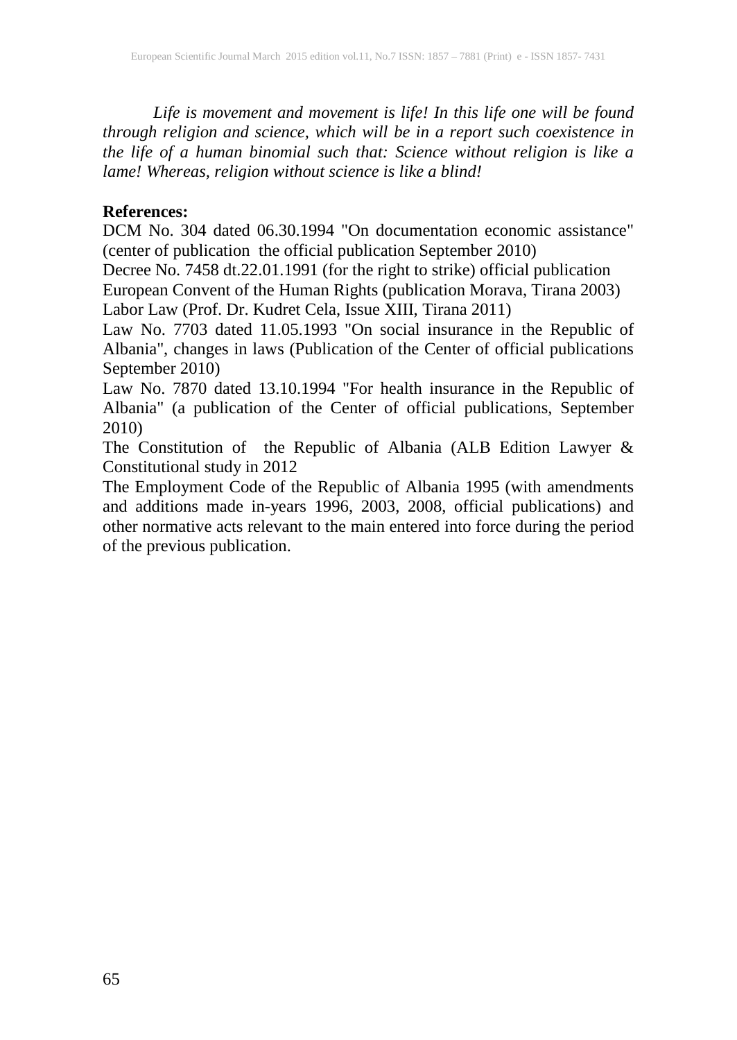*Life is movement and movement is life! In this life one will be found through religion and science, which will be in a report such coexistence in the life of a human binomial such that: Science without religion is like a lame! Whereas, religion without science is like a blind!*

**References:**

DCM No. 304 dated 06.30.1994 "On documentation economic assistance" (center of publication the official publication September 2010)

Decree No. 7458 dt.22.01.1991 (for the right to strike) official publication

European Convent of the Human Rights (publication Morava, Tirana 2003)

Labor Law (Prof. Dr. Kudret Cela, Issue XIII, Tirana 2011)

Law No. 7703 dated 11.05.1993 "On social insurance in the Republic of Albania", changes in laws (Publication of the Center of official publications September 2010)

Law No. 7870 dated 13.10.1994 "For health insurance in the Republic of Albania" (a publication of the Center of official publications, September 2010)

The Constitution of the Republic of Albania (ALB Edition Lawyer & Constitutional study in 2012

The Employment Code of the Republic of Albania 1995 (with amendments and additions made in-years 1996, 2003, 2008, official publications) and other normative acts relevant to the main entered into force during the period of the previous publication.